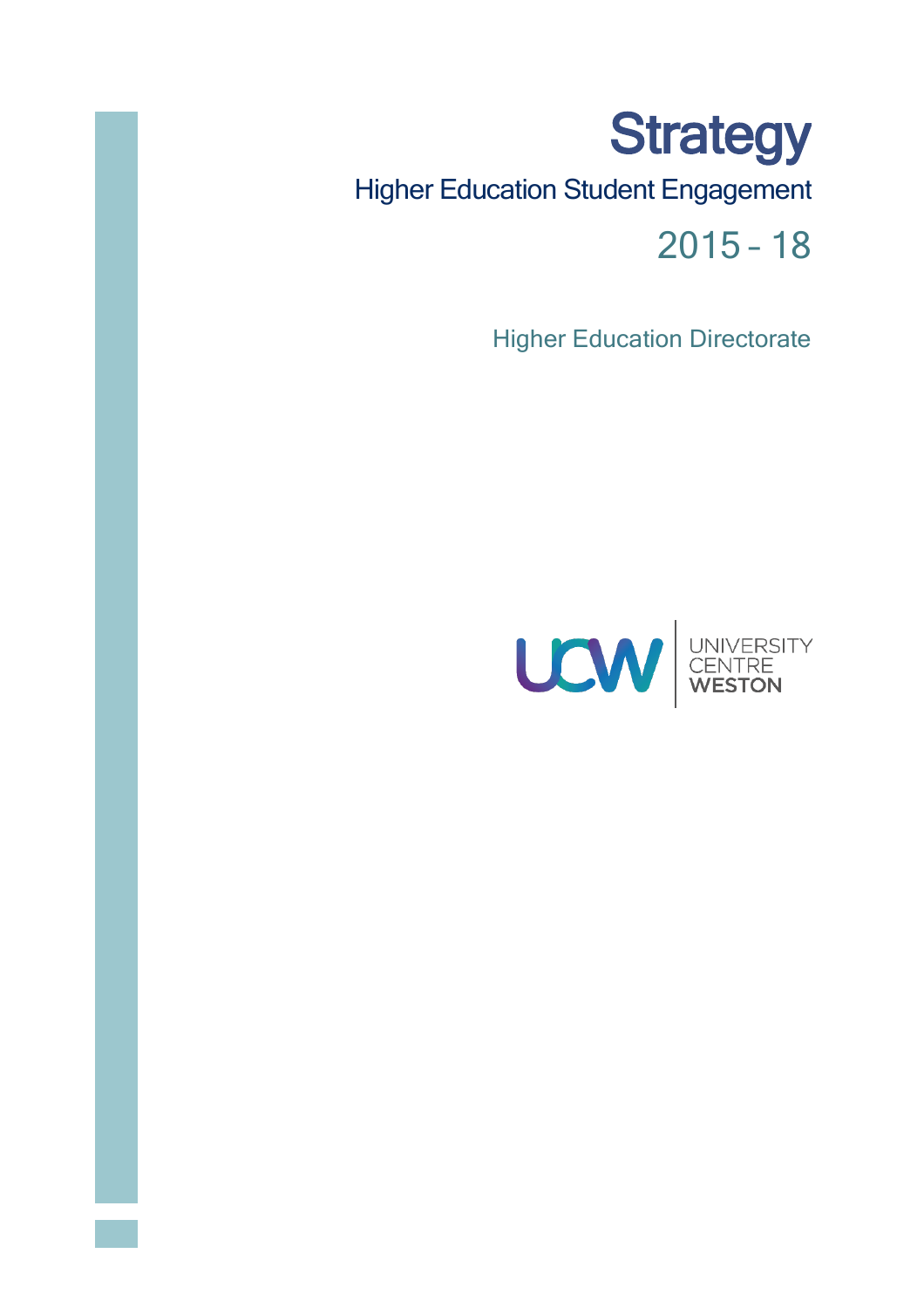# Strategy

## Higher Education Student Engagement

## 2015 – 18

Higher Education Directorate

UCW | UNIVERSITY CENTRE WESTON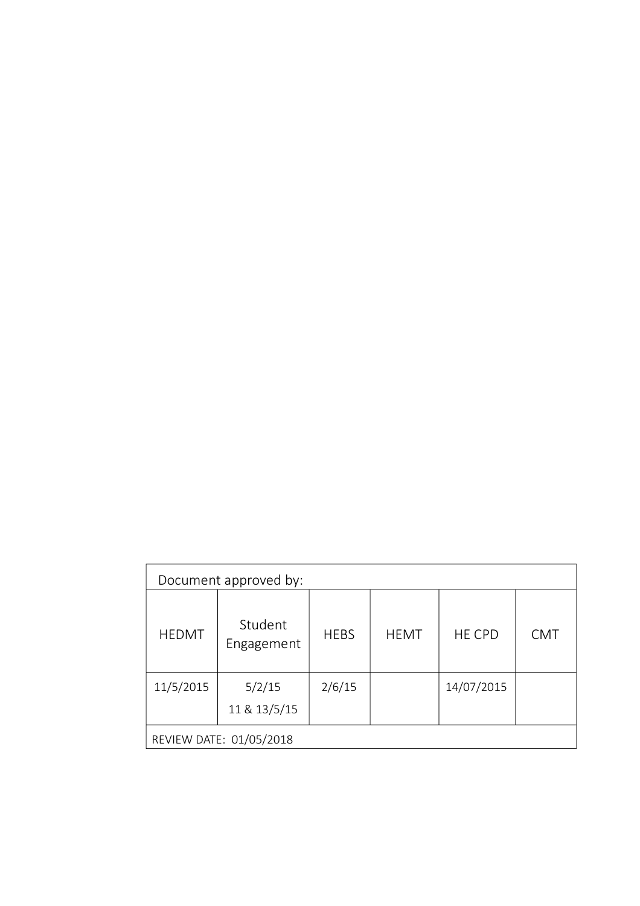| Document approved by: | | | | | |
|---|---|---|---|---|---|
| HEDMT | Student Engagement | HEBS | HEMT | HE CPD | CMT |
| 11/5/2015 | 5/2/15<br>11 & 13/5/15 | 2/6/15 | | 14/07/2015 | |
| REVIEW DATE: 01/05/2018 | | | | | |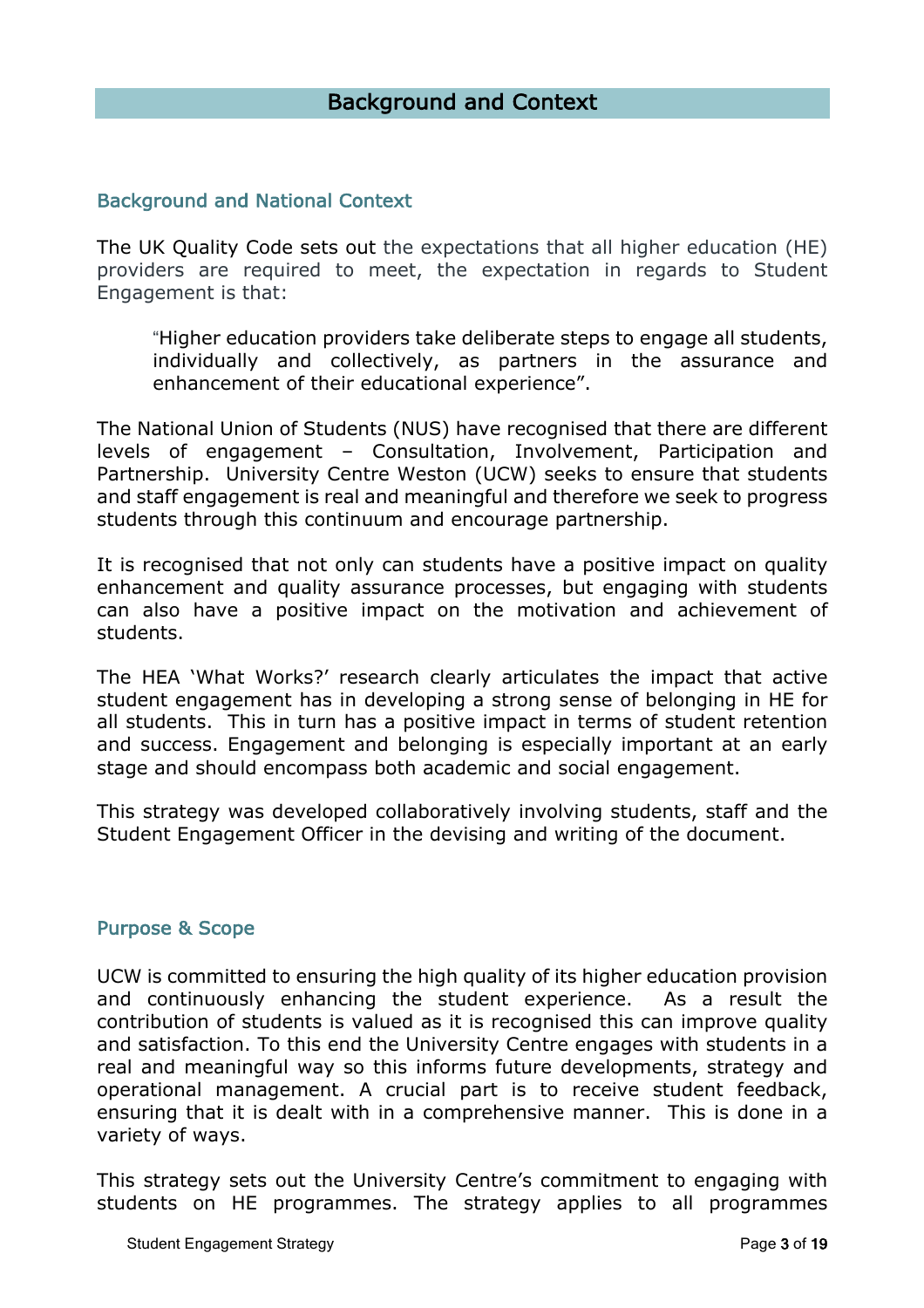# Background and Context

## Background and National Context

The UK Quality Code sets out the expectations that all higher education (HE) providers are required to meet, the expectation in regards to Student Engagement is that:

> "Higher education providers take deliberate steps to engage all students, individually and collectively, as partners in the assurance and enhancement of their educational experience".

The National Union of Students (NUS) have recognised that there are different levels of engagement – Consultation, Involvement, Participation and Partnership. University Centre Weston (UCW) seeks to ensure that students and staff engagement is real and meaningful and therefore we seek to progress students through this continuum and encourage partnership.

It is recognised that not only can students have a positive impact on quality enhancement and quality assurance processes, but engaging with students can also have a positive impact on the motivation and achievement of students.

The HEA 'What Works?' research clearly articulates the impact that active student engagement has in developing a strong sense of belonging in HE for all students. This in turn has a positive impact in terms of student retention and success. Engagement and belonging is especially important at an early stage and should encompass both academic and social engagement.

This strategy was developed collaboratively involving students, staff and the Student Engagement Officer in the devising and writing of the document.

## Purpose & Scope

UCW is committed to ensuring the high quality of its higher education provision and continuously enhancing the student experience. As a result the contribution of students is valued as it is recognised this can improve quality and satisfaction. To this end the University Centre engages with students in a real and meaningful way so this informs future developments, strategy and operational management. A crucial part is to receive student feedback, ensuring that it is dealt with in a comprehensive manner. This is done in a variety of ways.

This strategy sets out the University Centre's commitment to engaging with students on HE programmes. The strategy applies to all programmes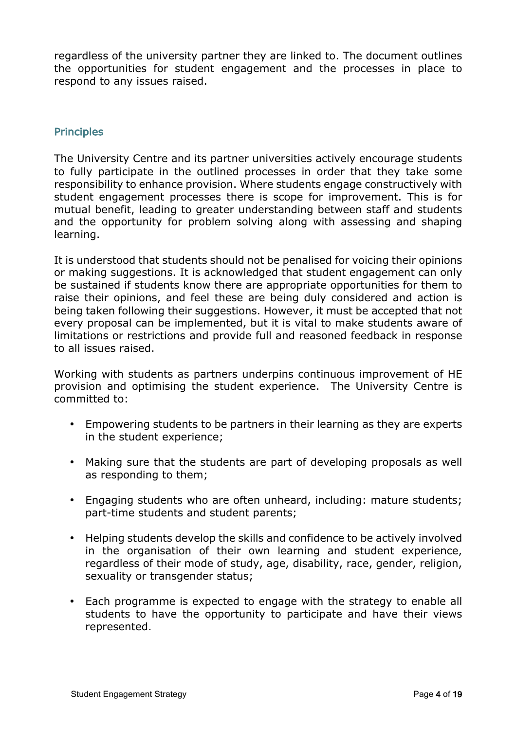regardless of the university partner they are linked to. The document outlines the opportunities for student engagement and the processes in place to respond to any issues raised.

## Principles

The University Centre and its partner universities actively encourage students to fully participate in the outlined processes in order that they take some responsibility to enhance provision. Where students engage constructively with student engagement processes there is scope for improvement. This is for mutual benefit, leading to greater understanding between staff and students and the opportunity for problem solving along with assessing and shaping learning.

It is understood that students should not be penalised for voicing their opinions or making suggestions. It is acknowledged that student engagement can only be sustained if students know there are appropriate opportunities for them to raise their opinions, and feel these are being duly considered and action is being taken following their suggestions. However, it must be accepted that not every proposal can be implemented, but it is vital to make students aware of limitations or restrictions and provide full and reasoned feedback in response to all issues raised.

Working with students as partners underpins continuous improvement of HE provision and optimising the student experience. The University Centre is committed to:

- Empowering students to be partners in their learning as they are experts in the student experience;
- Making sure that the students are part of developing proposals as well as responding to them;
- Engaging students who are often unheard, including: mature students; part-time students and student parents;
- Helping students develop the skills and confidence to be actively involved in the organisation of their own learning and student experience, regardless of their mode of study, age, disability, race, gender, religion, sexuality or transgender status;
- Each programme is expected to engage with the strategy to enable all students to have the opportunity to participate and have their views represented.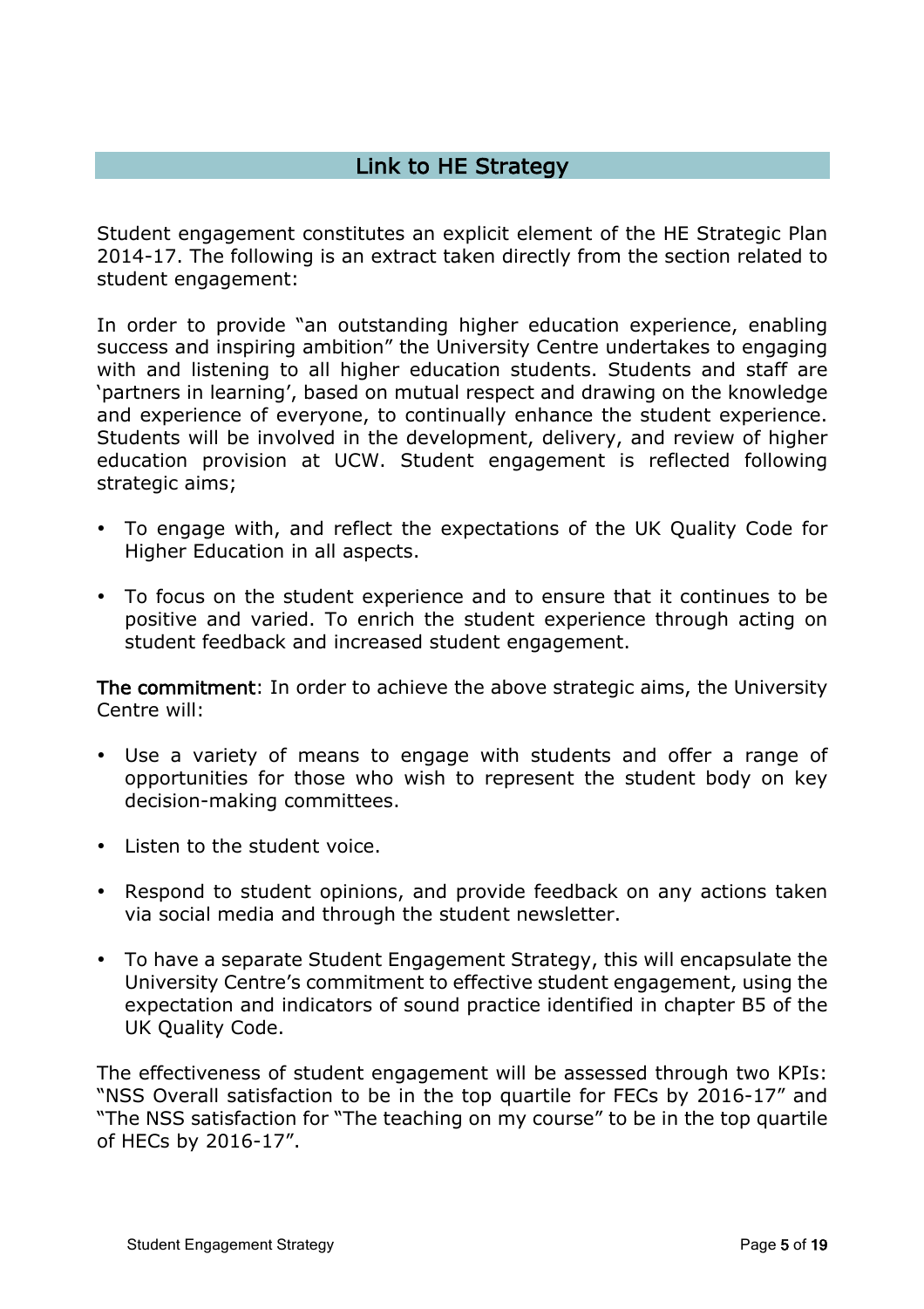## Link to HE Strategy

Student engagement constitutes an explicit element of the HE Strategic Plan 2014-17. The following is an extract taken directly from the section related to student engagement:

In order to provide "an outstanding higher education experience, enabling success and inspiring ambition" the University Centre undertakes to engaging with and listening to all higher education students. Students and staff are 'partners in learning', based on mutual respect and drawing on the knowledge and experience of everyone, to continually enhance the student experience. Students will be involved in the development, delivery, and review of higher education provision at UCW. Student engagement is reflected following strategic aims;

- To engage with, and reflect the expectations of the UK Quality Code for Higher Education in all aspects.
- To focus on the student experience and to ensure that it continues to be positive and varied. To enrich the student experience through acting on student feedback and increased student engagement.

**The commitment**: In order to achieve the above strategic aims, the University Centre will:

- Use a variety of means to engage with students and offer a range of opportunities for those who wish to represent the student body on key decision-making committees.
- Listen to the student voice.
- Respond to student opinions, and provide feedback on any actions taken via social media and through the student newsletter.
- To have a separate Student Engagement Strategy, this will encapsulate the University Centre's commitment to effective student engagement, using the expectation and indicators of sound practice identified in chapter B5 of the UK Quality Code.

The effectiveness of student engagement will be assessed through two KPIs: "NSS Overall satisfaction to be in the top quartile for FECs by 2016-17" and "The NSS satisfaction for "The teaching on my course" to be in the top quartile of HECs by 2016-17".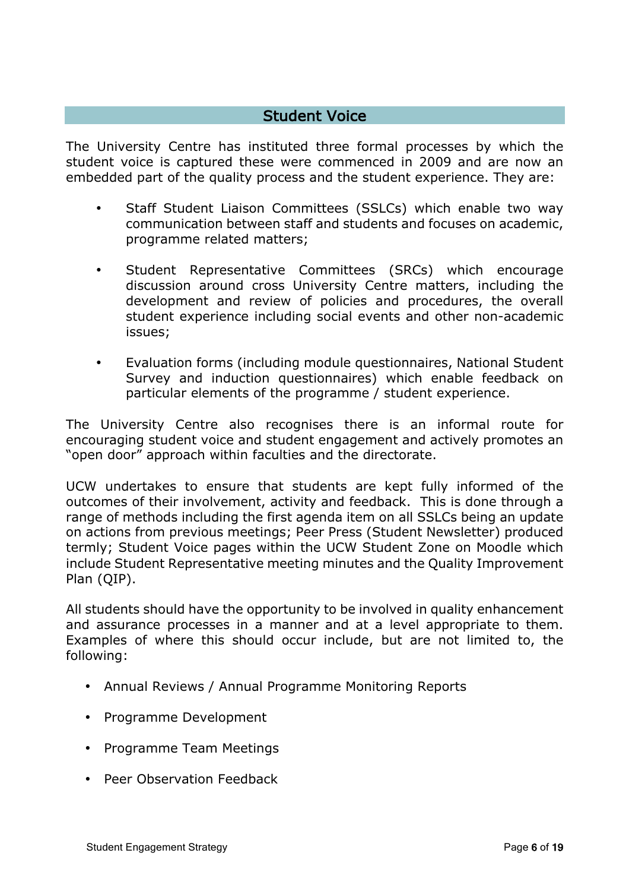## Student Voice

The University Centre has instituted three formal processes by which the student voice is captured these were commenced in 2009 and are now an embedded part of the quality process and the student experience. They are:

- Staff Student Liaison Committees (SSLCs) which enable two way communication between staff and students and focuses on academic, programme related matters;
- Student Representative Committees (SRCs) which encourage discussion around cross University Centre matters, including the development and review of policies and procedures, the overall student experience including social events and other non-academic issues;
- Evaluation forms (including module questionnaires, National Student Survey and induction questionnaires) which enable feedback on particular elements of the programme / student experience.

The University Centre also recognises there is an informal route for encouraging student voice and student engagement and actively promotes an "open door" approach within faculties and the directorate.

UCW undertakes to ensure that students are kept fully informed of the outcomes of their involvement, activity and feedback. This is done through a range of methods including the first agenda item on all SSLCs being an update on actions from previous meetings; Peer Press (Student Newsletter) produced termly; Student Voice pages within the UCW Student Zone on Moodle which include Student Representative meeting minutes and the Quality Improvement Plan (QIP).

All students should have the opportunity to be involved in quality enhancement and assurance processes in a manner and at a level appropriate to them. Examples of where this should occur include, but are not limited to, the following:

- Annual Reviews / Annual Programme Monitoring Reports
- Programme Development
- Programme Team Meetings
- Peer Observation Feedback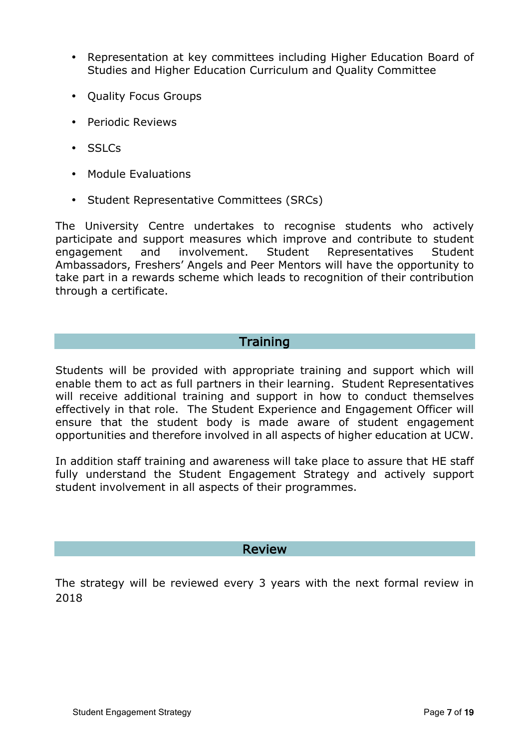- Representation at key committees including Higher Education Board of Studies and Higher Education Curriculum and Quality Committee
- Quality Focus Groups
- Periodic Reviews
- SSLCs
- Module Evaluations
- Student Representative Committees (SRCs)

The University Centre undertakes to recognise students who actively participate and support measures which improve and contribute to student engagement and involvement. Student Representatives Student Ambassadors, Freshers' Angels and Peer Mentors will have the opportunity to take part in a rewards scheme which leads to recognition of their contribution through a certificate.

## Training

Students will be provided with appropriate training and support which will enable them to act as full partners in their learning. Student Representatives will receive additional training and support in how to conduct themselves effectively in that role. The Student Experience and Engagement Officer will ensure that the student body is made aware of student engagement opportunities and therefore involved in all aspects of higher education at UCW.

In addition staff training and awareness will take place to assure that HE staff fully understand the Student Engagement Strategy and actively support student involvement in all aspects of their programmes.

## Review

The strategy will be reviewed every 3 years with the next formal review in 2018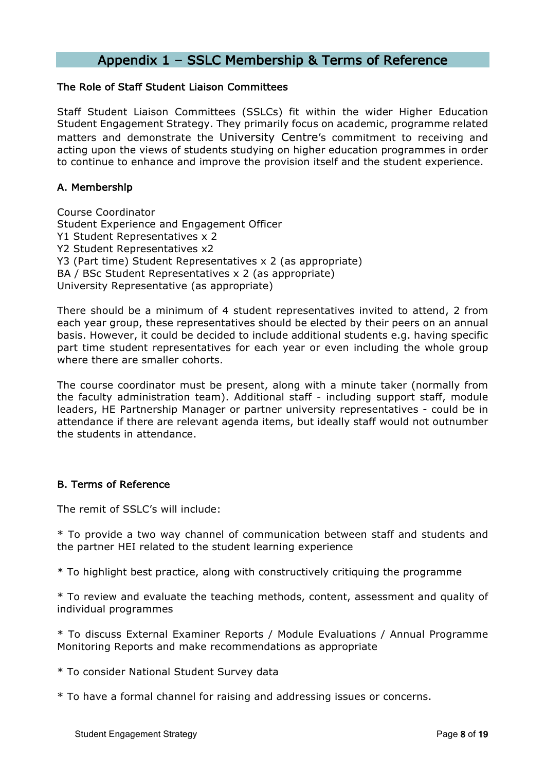## Appendix 1 – SSLC Membership & Terms of Reference

### The Role of Staff Student Liaison Committees

Staff Student Liaison Committees (SSLCs) fit within the wider Higher Education Student Engagement Strategy. They primarily focus on academic, programme related matters and demonstrate the University Centre's commitment to receiving and acting upon the views of students studying on higher education programmes in order to continue to enhance and improve the provision itself and the student experience.

### A. Membership

Course Coordinator
Student Experience and Engagement Officer
Y1 Student Representatives x 2
Y2 Student Representatives x2
Y3 (Part time) Student Representatives x 2 (as appropriate)
BA / BSc Student Representatives x 2 (as appropriate)
University Representative (as appropriate)

There should be a minimum of 4 student representatives invited to attend, 2 from each year group, these representatives should be elected by their peers on an annual basis. However, it could be decided to include additional students e.g. having specific part time student representatives for each year or even including the whole group where there are smaller cohorts.

The course coordinator must be present, along with a minute taker (normally from the faculty administration team). Additional staff - including support staff, module leaders, HE Partnership Manager or partner university representatives - could be in attendance if there are relevant agenda items, but ideally staff would not outnumber the students in attendance.

### B. Terms of Reference

The remit of SSLC's will include:

* To provide a two way channel of communication between staff and students and the partner HEI related to the student learning experience

* To highlight best practice, along with constructively critiquing the programme

* To review and evaluate the teaching methods, content, assessment and quality of individual programmes

* To discuss External Examiner Reports / Module Evaluations / Annual Programme Monitoring Reports and make recommendations as appropriate

* To consider National Student Survey data

* To have a formal channel for raising and addressing issues or concerns.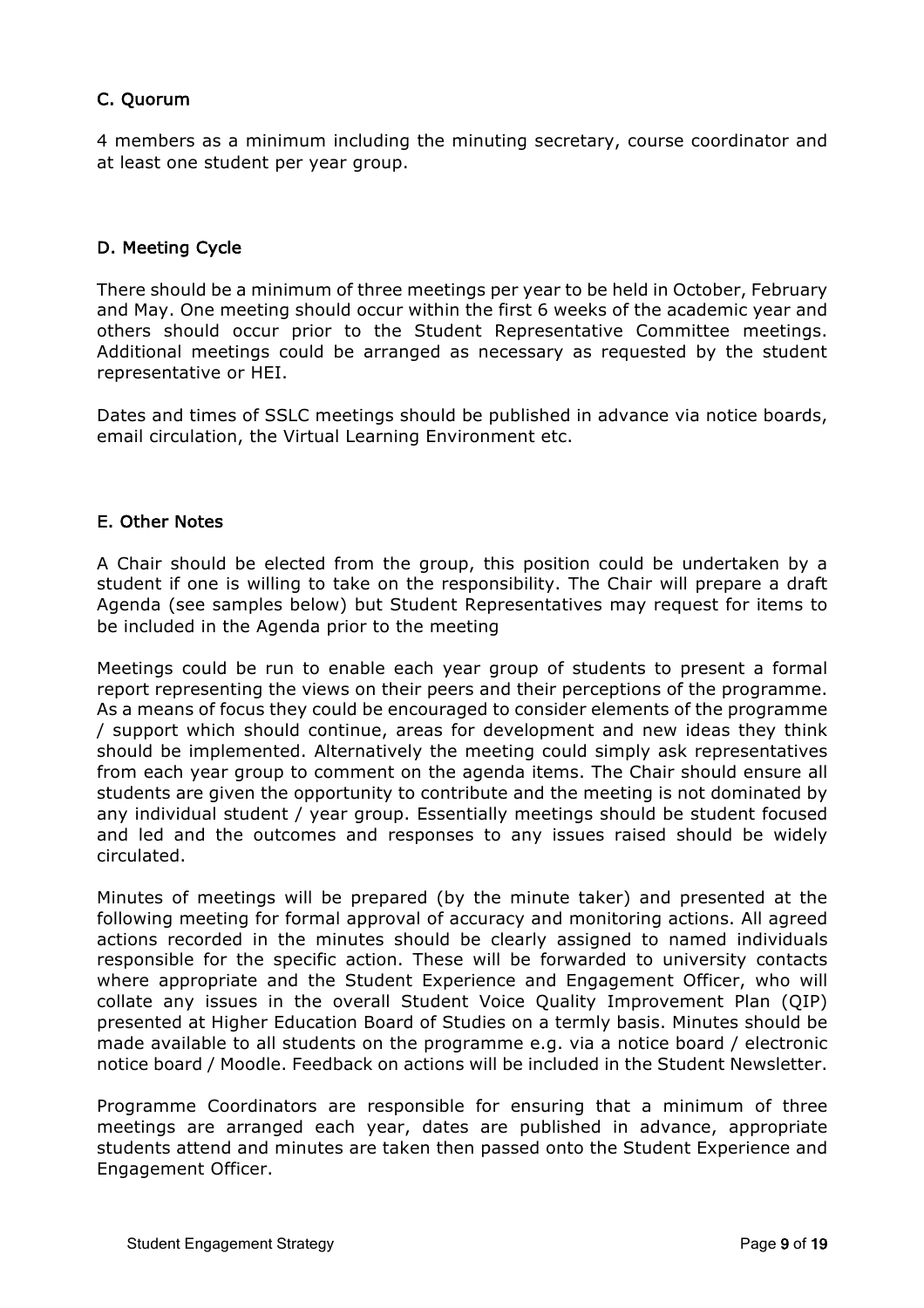### C. Quorum

4 members as a minimum including the minuting secretary, course coordinator and at least one student per year group.

### D. Meeting Cycle

There should be a minimum of three meetings per year to be held in October, February and May. One meeting should occur within the first 6 weeks of the academic year and others should occur prior to the Student Representative Committee meetings. Additional meetings could be arranged as necessary as requested by the student representative or HEI.

Dates and times of SSLC meetings should be published in advance via notice boards, email circulation, the Virtual Learning Environment etc.

### E. Other Notes

A Chair should be elected from the group, this position could be undertaken by a student if one is willing to take on the responsibility. The Chair will prepare a draft Agenda (see samples below) but Student Representatives may request for items to be included in the Agenda prior to the meeting

Meetings could be run to enable each year group of students to present a formal report representing the views on their peers and their perceptions of the programme. As a means of focus they could be encouraged to consider elements of the programme / support which should continue, areas for development and new ideas they think should be implemented. Alternatively the meeting could simply ask representatives from each year group to comment on the agenda items. The Chair should ensure all students are given the opportunity to contribute and the meeting is not dominated by any individual student / year group. Essentially meetings should be student focused and led and the outcomes and responses to any issues raised should be widely circulated.

Minutes of meetings will be prepared (by the minute taker) and presented at the following meeting for formal approval of accuracy and monitoring actions. All agreed actions recorded in the minutes should be clearly assigned to named individuals responsible for the specific action. These will be forwarded to university contacts where appropriate and the Student Experience and Engagement Officer, who will collate any issues in the overall Student Voice Quality Improvement Plan (QIP) presented at Higher Education Board of Studies on a termly basis. Minutes should be made available to all students on the programme e.g. via a notice board / electronic notice board / Moodle. Feedback on actions will be included in the Student Newsletter.

Programme Coordinators are responsible for ensuring that a minimum of three meetings are arranged each year, dates are published in advance, appropriate students attend and minutes are taken then passed onto the Student Experience and Engagement Officer.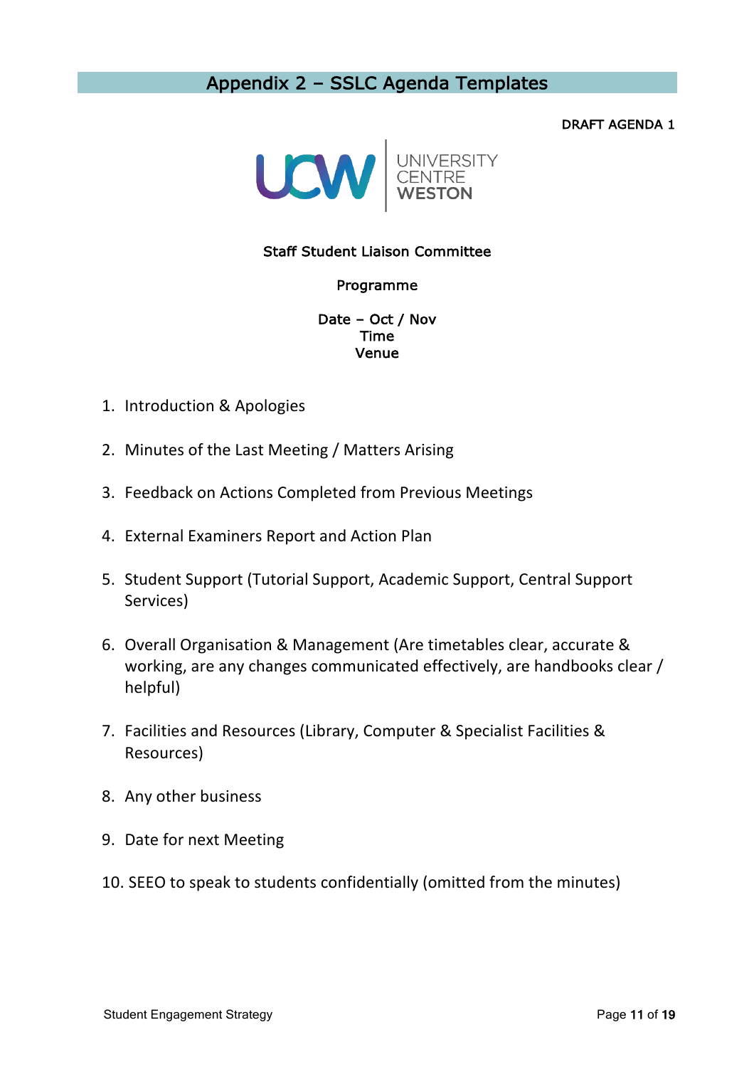# Appendix 2 – SSLC Agenda Templates

DRAFT AGENDA 1

UNIVERSITY CENTRE WESTON

Staff Student Liaison Committee

Programme

Date – Oct / Nov
Time
Venue

1. Introduction & Apologies

2. Minutes of the Last Meeting / Matters Arising

3. Feedback on Actions Completed from Previous Meetings

4. External Examiners Report and Action Plan

5. Student Support (Tutorial Support, Academic Support, Central Support Services)

6. Overall Organisation & Management (Are timetables clear, accurate & working, are any changes communicated effectively, are handbooks clear / helpful)

7. Facilities and Resources (Library, Computer & Specialist Facilities & Resources)

8. Any other business

9. Date for next Meeting

10. SEEO to speak to students confidentially (omitted from the minutes)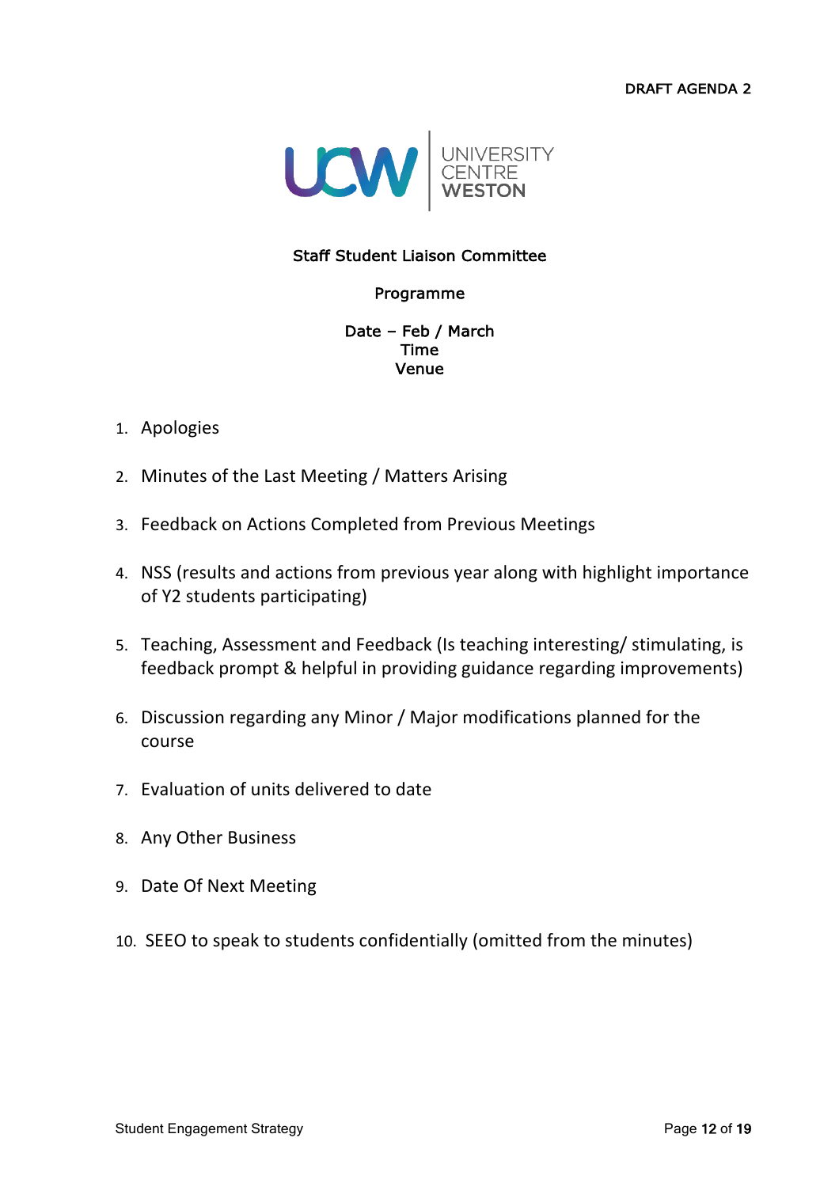DRAFT AGENDA 2

UCW | UNIVERSITY CENTRE WESTON

## Staff Student Liaison Committee

**Programme**

**Date – Feb / March**
**Time**
**Venue**

1. Apologies
2. Minutes of the Last Meeting / Matters Arising
3. Feedback on Actions Completed from Previous Meetings
4. NSS (results and actions from previous year along with highlight importance of Y2 students participating)
5. Teaching, Assessment and Feedback (Is teaching interesting/ stimulating, is feedback prompt & helpful in providing guidance regarding improvements)
6. Discussion regarding any Minor / Major modifications planned for the course
7. Evaluation of units delivered to date
8. Any Other Business
9. Date Of Next Meeting
10. SEEO to speak to students confidentially (omitted from the minutes)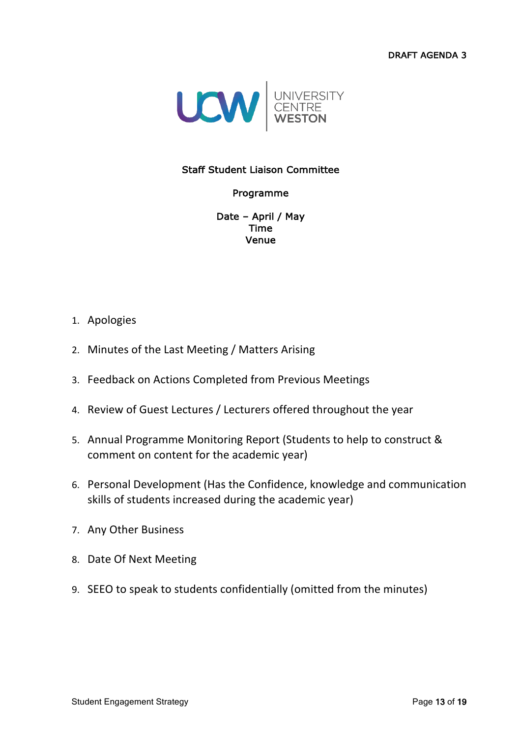DRAFT AGENDA 3

UCW | UNIVERSITY CENTRE WESTON

**Staff Student Liaison Committee**

**Programme**

**Date – April / May**
**Time**
**Venue**

1. Apologies
2. Minutes of the Last Meeting / Matters Arising
3. Feedback on Actions Completed from Previous Meetings
4. Review of Guest Lectures / Lecturers offered throughout the year
5. Annual Programme Monitoring Report (Students to help to construct & comment on content for the academic year)
6. Personal Development (Has the Confidence, knowledge and communication skills of students increased during the academic year)
7. Any Other Business
8. Date Of Next Meeting
9. SEEO to speak to students confidentially (omitted from the minutes)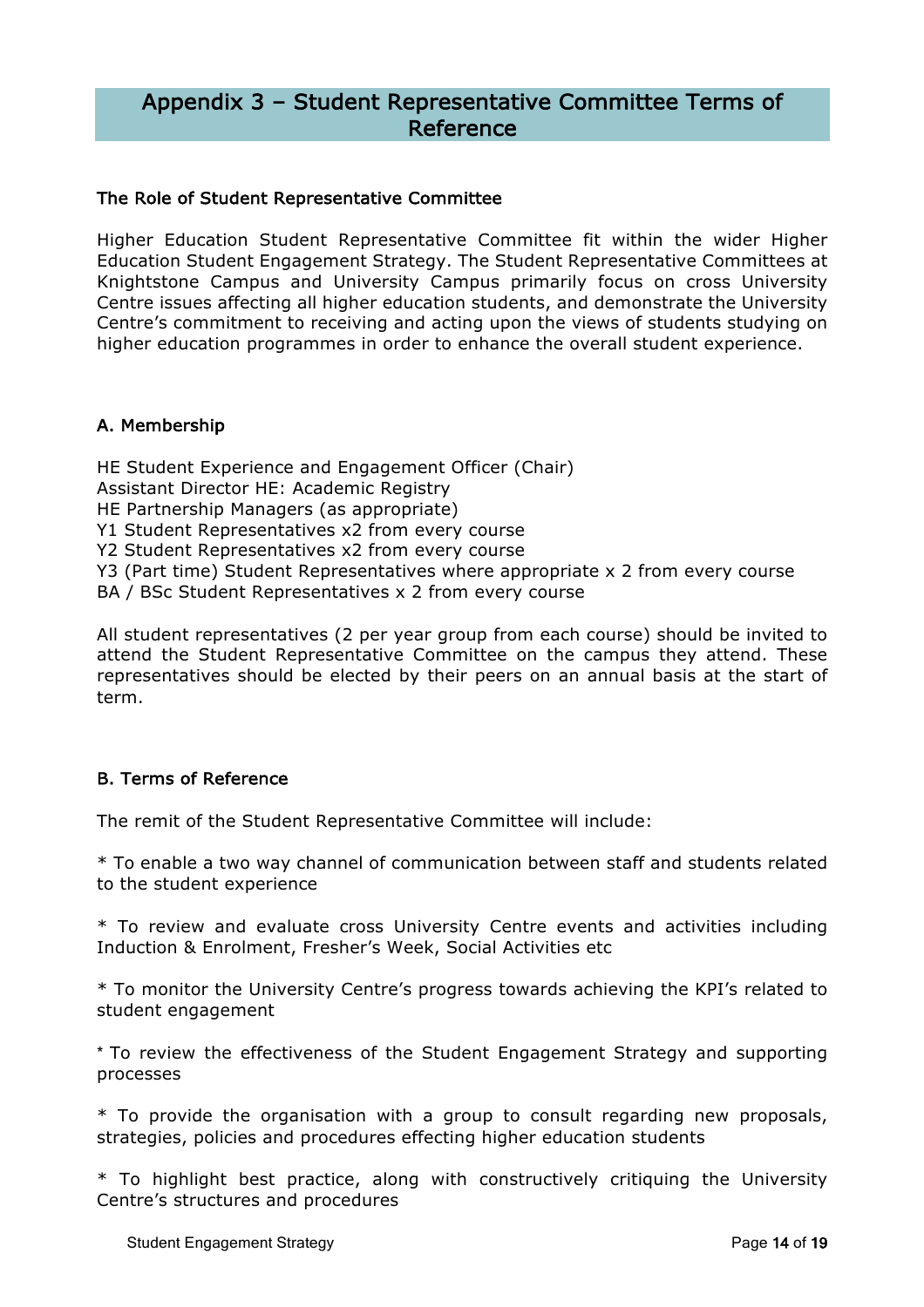# Appendix 3 – Student Representative Committee Terms of Reference

### The Role of Student Representative Committee

Higher Education Student Representative Committee fit within the wider Higher Education Student Engagement Strategy. The Student Representative Committees at Knightstone Campus and University Campus primarily focus on cross University Centre issues affecting all higher education students, and demonstrate the University Centre's commitment to receiving and acting upon the views of students studying on higher education programmes in order to enhance the overall student experience.

### A. Membership

HE Student Experience and Engagement Officer (Chair)
Assistant Director HE: Academic Registry
HE Partnership Managers (as appropriate)
Y1 Student Representatives x2 from every course
Y2 Student Representatives x2 from every course
Y3 (Part time) Student Representatives where appropriate x 2 from every course
BA / BSc Student Representatives x 2 from every course

All student representatives (2 per year group from each course) should be invited to attend the Student Representative Committee on the campus they attend. These representatives should be elected by their peers on an annual basis at the start of term.

### B. Terms of Reference

The remit of the Student Representative Committee will include:

* To enable a two way channel of communication between staff and students related to the student experience

* To review and evaluate cross University Centre events and activities including Induction & Enrolment, Fresher's Week, Social Activities etc

* To monitor the University Centre's progress towards achieving the KPI's related to student engagement

* To review the effectiveness of the Student Engagement Strategy and supporting processes

* To provide the organisation with a group to consult regarding new proposals, strategies, policies and procedures effecting higher education students

* To highlight best practice, along with constructively critiquing the University Centre's structures and procedures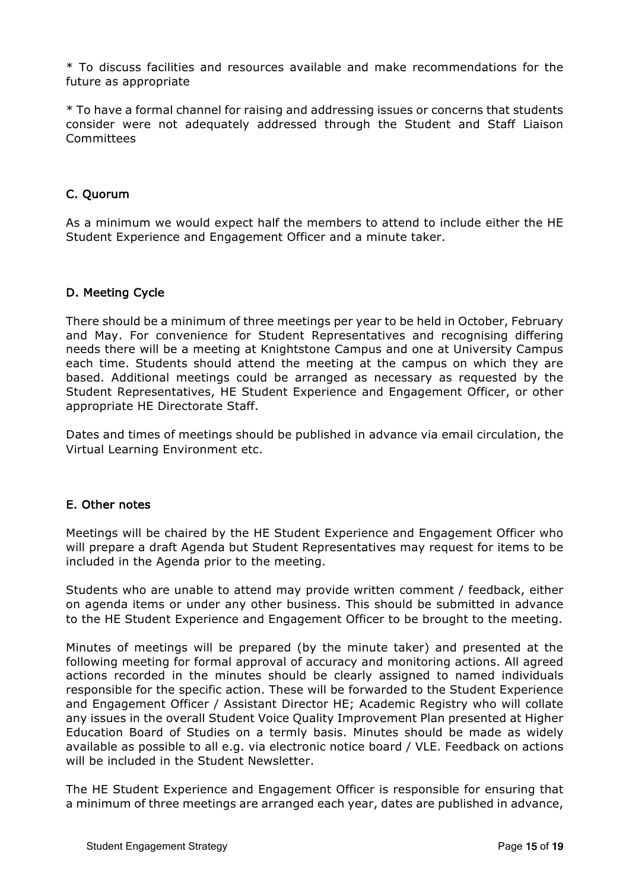* To discuss facilities and resources available and make recommendations for the future as appropriate

* To have a formal channel for raising and addressing issues or concerns that students consider were not adequately addressed through the Student and Staff Liaison Committees

### C. Quorum

As a minimum we would expect half the members to attend to include either the HE Student Experience and Engagement Officer and a minute taker.

### D. Meeting Cycle

There should be a minimum of three meetings per year to be held in October, February and May. For convenience for Student Representatives and recognising differing needs there will be a meeting at Knightstone Campus and one at University Campus each time. Students should attend the meeting at the campus on which they are based. Additional meetings could be arranged as necessary as requested by the Student Representatives, HE Student Experience and Engagement Officer, or other appropriate HE Directorate Staff.

Dates and times of meetings should be published in advance via email circulation, the Virtual Learning Environment etc.

### E. Other notes

Meetings will be chaired by the HE Student Experience and Engagement Officer who will prepare a draft Agenda but Student Representatives may request for items to be included in the Agenda prior to the meeting.

Students who are unable to attend may provide written comment / feedback, either on agenda items or under any other business. This should be submitted in advance to the HE Student Experience and Engagement Officer to be brought to the meeting.

Minutes of meetings will be prepared (by the minute taker) and presented at the following meeting for formal approval of accuracy and monitoring actions. All agreed actions recorded in the minutes should be clearly assigned to named individuals responsible for the specific action. These will be forwarded to the Student Experience and Engagement Officer / Assistant Director HE; Academic Registry who will collate any issues in the overall Student Voice Quality Improvement Plan presented at Higher Education Board of Studies on a termly basis. Minutes should be made as widely available as possible to all e.g. via electronic notice board / VLE. Feedback on actions will be included in the Student Newsletter.

The HE Student Experience and Engagement Officer is responsible for ensuring that a minimum of three meetings are arranged each year, dates are published in advance,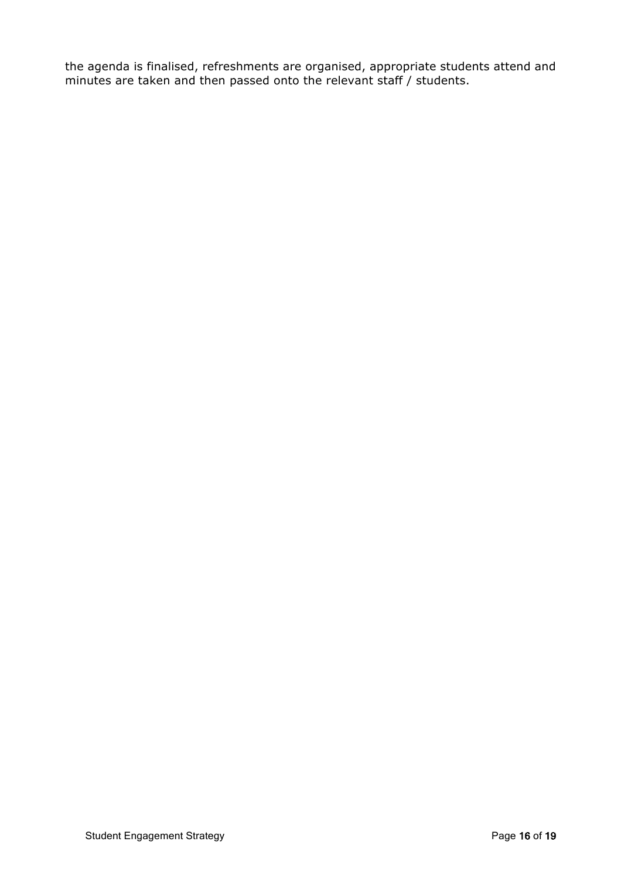the agenda is finalised, refreshments are organised, appropriate students attend and minutes are taken and then passed onto the relevant staff / students.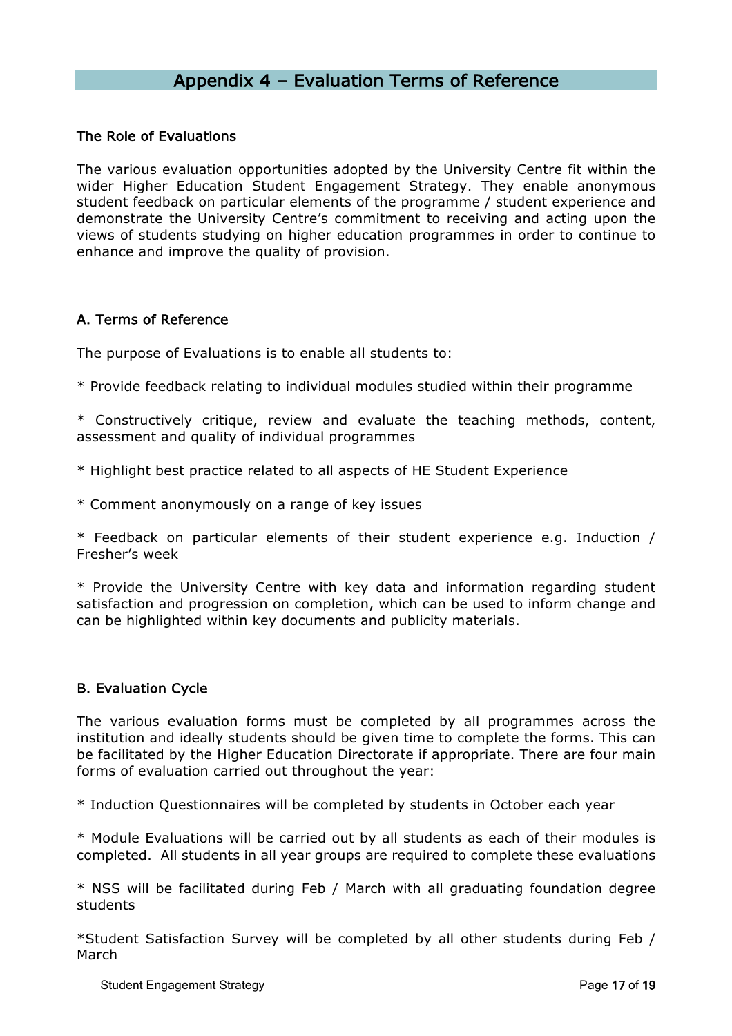# Appendix 4 – Evaluation Terms of Reference

### The Role of Evaluations

The various evaluation opportunities adopted by the University Centre fit within the wider Higher Education Student Engagement Strategy. They enable anonymous student feedback on particular elements of the programme / student experience and demonstrate the University Centre's commitment to receiving and acting upon the views of students studying on higher education programmes in order to continue to enhance and improve the quality of provision.

### A. Terms of Reference

The purpose of Evaluations is to enable all students to:

* Provide feedback relating to individual modules studied within their programme

* Constructively critique, review and evaluate the teaching methods, content, assessment and quality of individual programmes

* Highlight best practice related to all aspects of HE Student Experience

* Comment anonymously on a range of key issues

* Feedback on particular elements of their student experience e.g. Induction / Fresher's week

* Provide the University Centre with key data and information regarding student satisfaction and progression on completion, which can be used to inform change and can be highlighted within key documents and publicity materials.

### B. Evaluation Cycle

The various evaluation forms must be completed by all programmes across the institution and ideally students should be given time to complete the forms. This can be facilitated by the Higher Education Directorate if appropriate. There are four main forms of evaluation carried out throughout the year:

* Induction Questionnaires will be completed by students in October each year

* Module Evaluations will be carried out by all students as each of their modules is completed. All students in all year groups are required to complete these evaluations

* NSS will be facilitated during Feb / March with all graduating foundation degree students

* Student Satisfaction Survey will be completed by all other students during Feb / March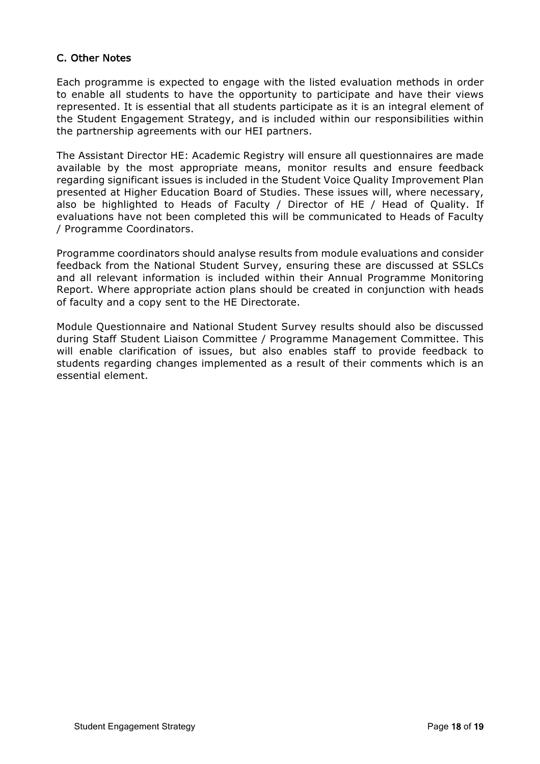## C. Other Notes

Each programme is expected to engage with the listed evaluation methods in order to enable all students to have the opportunity to participate and have their views represented. It is essential that all students participate as it is an integral element of the Student Engagement Strategy, and is included within our responsibilities within the partnership agreements with our HEI partners.

The Assistant Director HE: Academic Registry will ensure all questionnaires are made available by the most appropriate means, monitor results and ensure feedback regarding significant issues is included in the Student Voice Quality Improvement Plan presented at Higher Education Board of Studies. These issues will, where necessary, also be highlighted to Heads of Faculty / Director of HE / Head of Quality. If evaluations have not been completed this will be communicated to Heads of Faculty / Programme Coordinators.

Programme coordinators should analyse results from module evaluations and consider feedback from the National Student Survey, ensuring these are discussed at SSLCs and all relevant information is included within their Annual Programme Monitoring Report. Where appropriate action plans should be created in conjunction with heads of faculty and a copy sent to the HE Directorate.

Module Questionnaire and National Student Survey results should also be discussed during Staff Student Liaison Committee / Programme Management Committee. This will enable clarification of issues, but also enables staff to provide feedback to students regarding changes implemented as a result of their comments which is an essential element.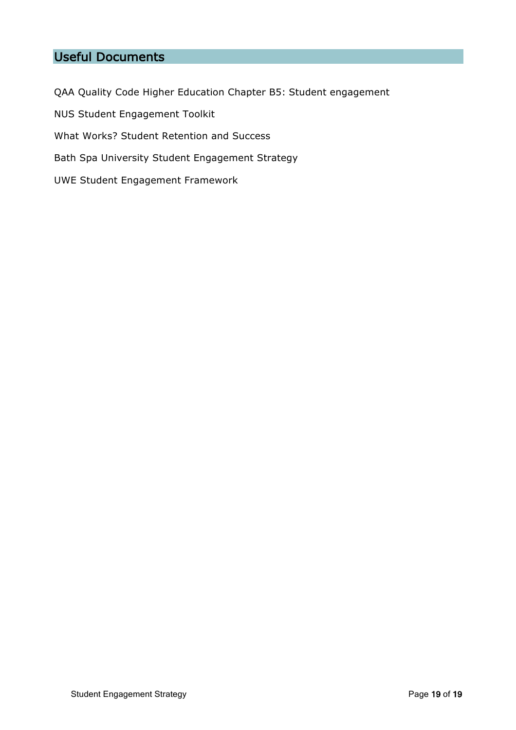## Useful Documents

QAA Quality Code Higher Education Chapter B5: Student engagement

NUS Student Engagement Toolkit

What Works? Student Retention and Success

Bath Spa University Student Engagement Strategy

UWE Student Engagement Framework